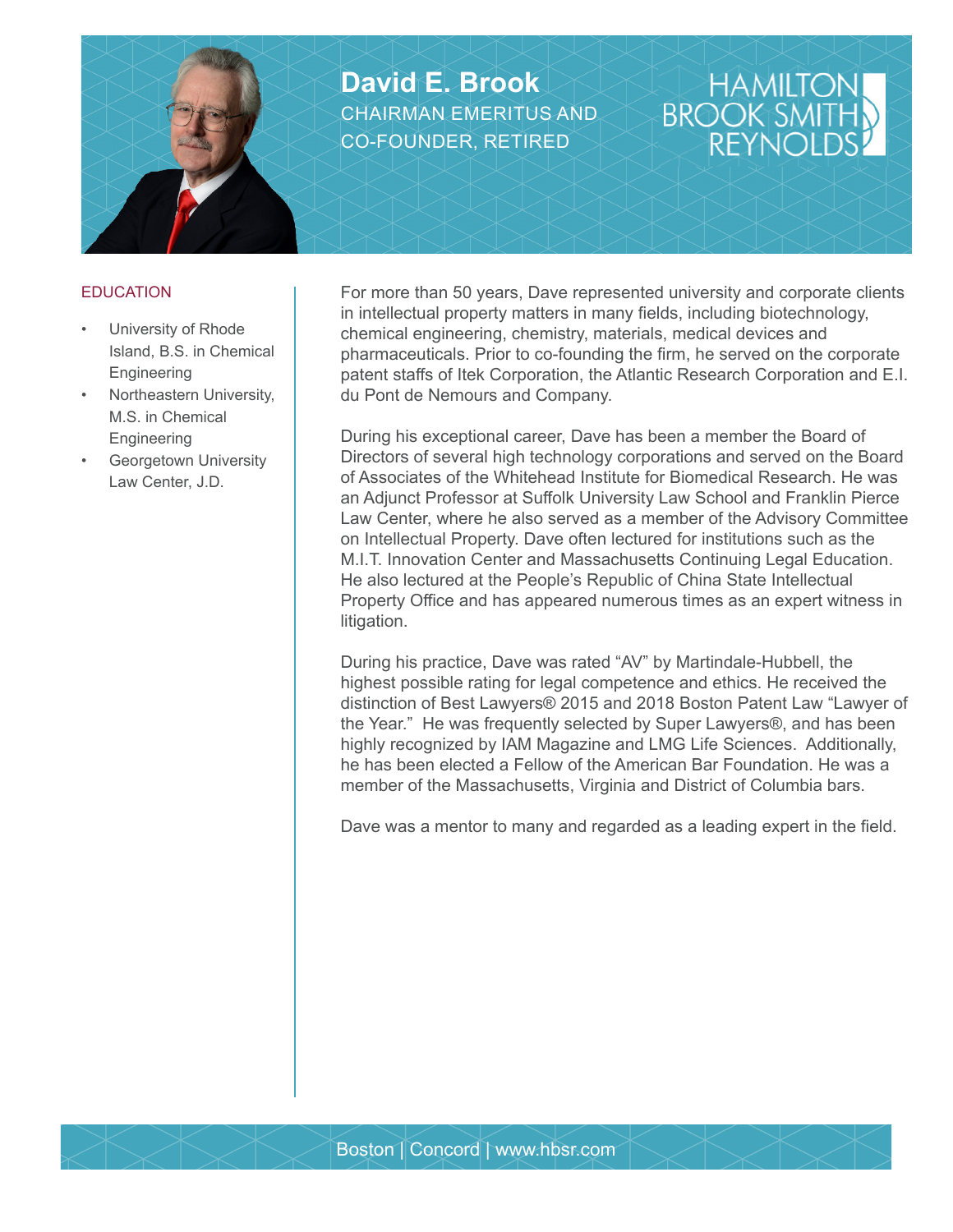# David E. Brook

CHAIRMAN EMERITUS AND CO-FOUNDER, RETIRED

HAMILTON BROOK SMITH REYNOLDS

## EDUCATION

- University of Rhode Island, B.S. in Chemical Engineering
- Northeastern University, M.S. in Chemical Engineering
- Georgetown University Law Center, J.D.

For more than 50 years, Dave represented university and corporate clients in intellectual property matters in many fields, including biotechnology, chemical engineering, chemistry, materials, medical devices and pharmaceuticals. Prior to co-founding the firm, he served on the corporate patent staffs of Itek Corporation, the Atlantic Research Corporation and E.I. du Pont de Nemours and Company.

During his exceptional career, Dave has been a member the Board of Directors of several high technology corporations and served on the Board of Associates of the Whitehead Institute for Biomedical Research. He was an Adjunct Professor at Suffolk University Law School and Franklin Pierce Law Center, where he also served as a member of the Advisory Committee on Intellectual Property. Dave often lectured for institutions such as the M.I.T. Innovation Center and Massachusetts Continuing Legal Education. He also lectured at the People's Republic of China State Intellectual Property Office and has appeared numerous times as an expert witness in litigation.

During his practice, Dave was rated "AV" by Martindale-Hubbell, the highest possible rating for legal competence and ethics. He received the distinction of Best Lawyers® 2015 and 2018 Boston Patent Law "Lawyer of the Year." He was frequently selected by Super Lawyers®, and has been highly recognized by IAM Magazine and LMG Life Sciences. Additionally, he has been elected a Fellow of the American Bar Foundation. He was a member of the Massachusetts, Virginia and District of Columbia bars.

Dave was a mentor to many and regarded as a leading expert in the field.

Boston | Concord | www.hbsr.com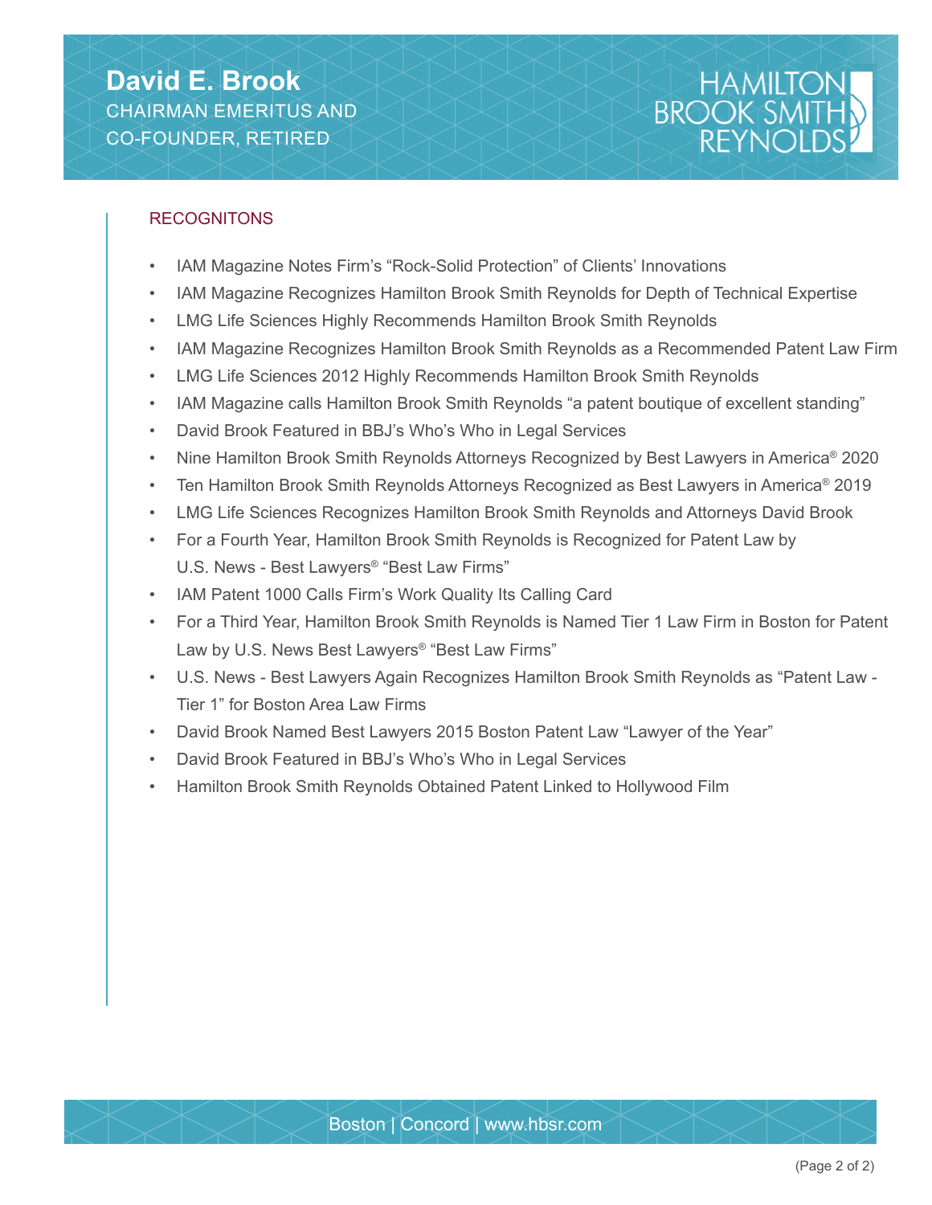# David E. Brook

CHAIRMAN EMERITUS AND CO-FOUNDER, RETIRED

HAMILTON BROOK SMITH REYNOLDS

## RECOGNITONS

- IAM Magazine Notes Firm's "Rock-Solid Protection" of Clients' Innovations
- IAM Magazine Recognizes Hamilton Brook Smith Reynolds for Depth of Technical Expertise
- LMG Life Sciences Highly Recommends Hamilton Brook Smith Reynolds
- IAM Magazine Recognizes Hamilton Brook Smith Reynolds as a Recommended Patent Law Firm
- LMG Life Sciences 2012 Highly Recommends Hamilton Brook Smith Reynolds
- IAM Magazine calls Hamilton Brook Smith Reynolds "a patent boutique of excellent standing"
- David Brook Featured in BBJ's Who's Who in Legal Services
- Nine Hamilton Brook Smith Reynolds Attorneys Recognized by Best Lawyers in America® 2020
- Ten Hamilton Brook Smith Reynolds Attorneys Recognized as Best Lawyers in America® 2019
- LMG Life Sciences Recognizes Hamilton Brook Smith Reynolds and Attorneys David Brook
- For a Fourth Year, Hamilton Brook Smith Reynolds is Recognized for Patent Law by U.S. News - Best Lawyers® "Best Law Firms"
- IAM Patent 1000 Calls Firm's Work Quality Its Calling Card
- For a Third Year, Hamilton Brook Smith Reynolds is Named Tier 1 Law Firm in Boston for Patent Law by U.S. News Best Lawyers® "Best Law Firms"
- U.S. News - Best Lawyers Again Recognizes Hamilton Brook Smith Reynolds as "Patent Law - Tier 1" for Boston Area Law Firms
- David Brook Named Best Lawyers 2015 Boston Patent Law "Lawyer of the Year"
- David Brook Featured in BBJ's Who's Who in Legal Services
- Hamilton Brook Smith Reynolds Obtained Patent Linked to Hollywood Film

Boston | Concord | www.hbsr.com